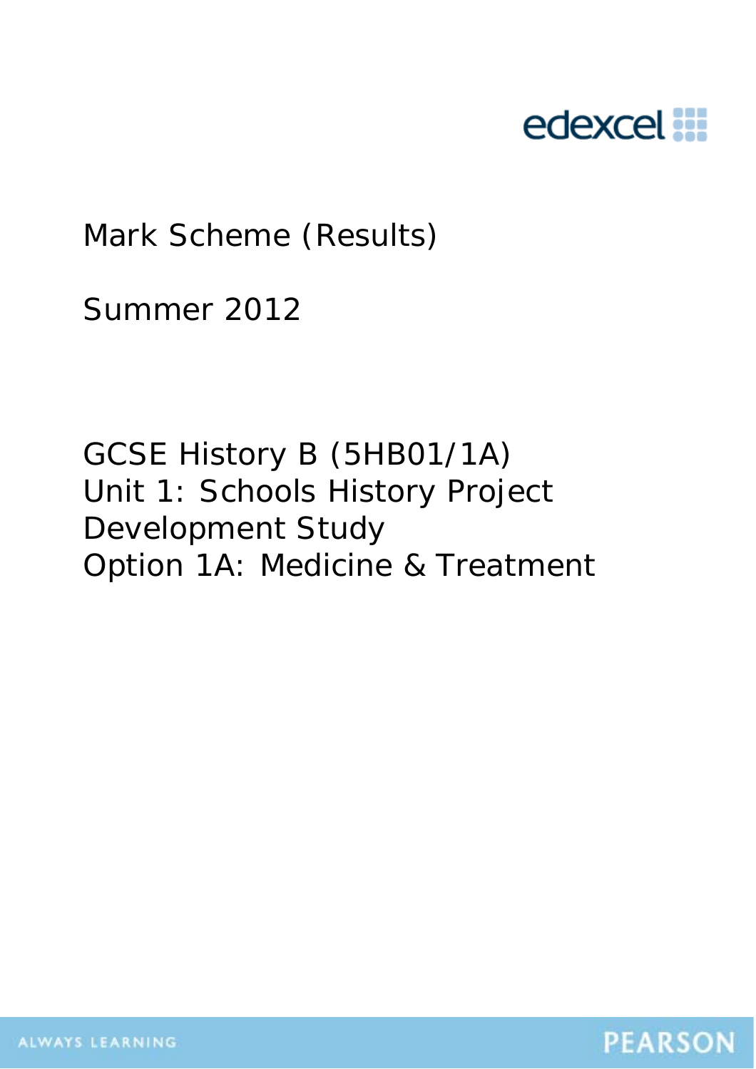edexcel

Mark Scheme (Results)

Summer 2012

GCSE History B (5HB01/1A)
Unit 1: Schools History Project
Development Study
Option 1A: Medicine & Treatment

ALWAYS LEARNING

PEARSON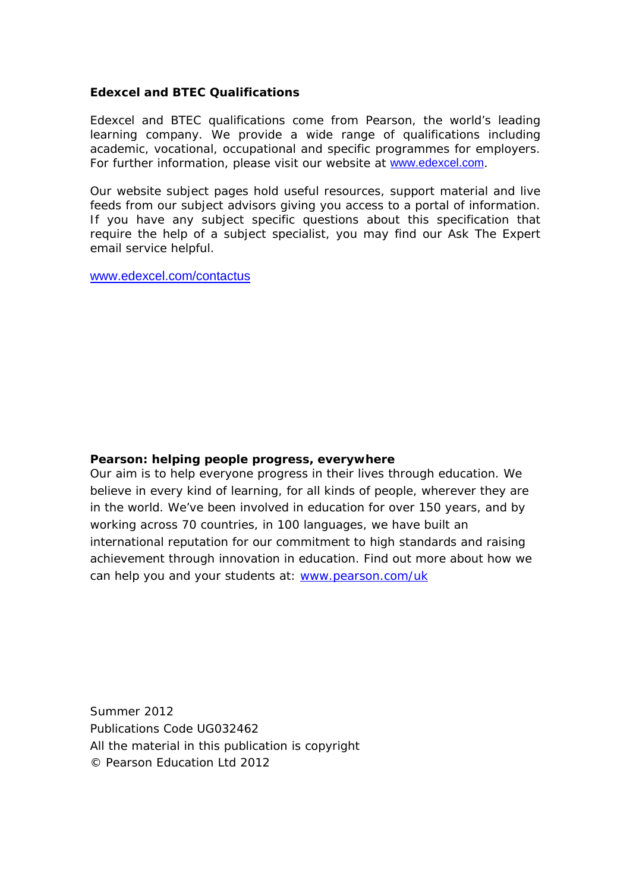**Edexcel and BTEC Qualifications**

Edexcel and BTEC qualifications come from Pearson, the world's leading learning company. We provide a wide range of qualifications including academic, vocational, occupational and specific programmes for employers. For further information, please visit our website at www.edexcel.com.

Our website subject pages hold useful resources, support material and live feeds from our subject advisors giving you access to a portal of information. If you have any subject specific questions about this specification that require the help of a subject specialist, you may find our Ask The Expert email service helpful.

www.edexcel.com/contactus

**Pearson: helping people progress, everywhere**

Our aim is to help everyone progress in their lives through education. We believe in every kind of learning, for all kinds of people, wherever they are in the world. We've been involved in education for over 150 years, and by working across 70 countries, in 100 languages, we have built an international reputation for our commitment to high standards and raising achievement through innovation in education. Find out more about how we can help you and your students at: www.pearson.com/uk

Summer 2012
Publications Code UG032462
All the material in this publication is copyright
© Pearson Education Ltd 2012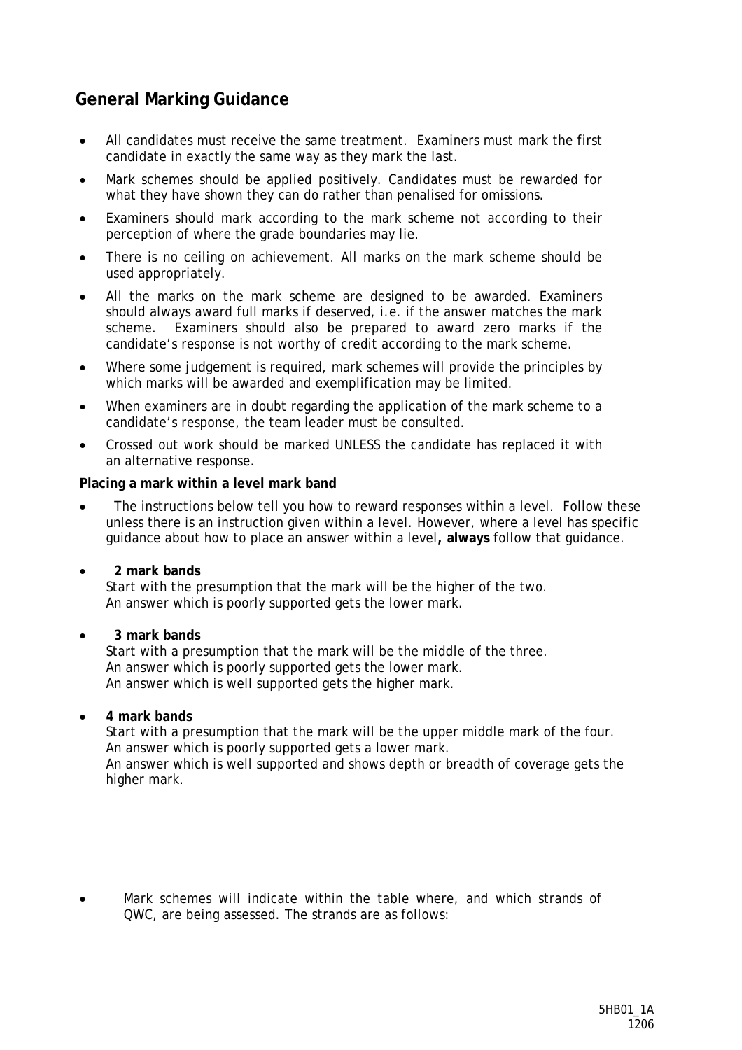## General Marking Guidance

- All candidates must receive the same treatment. Examiners must mark the first candidate in exactly the same way as they mark the last.
- Mark schemes should be applied positively. Candidates must be rewarded for what they have shown they can do rather than penalised for omissions.
- Examiners should mark according to the mark scheme not according to their perception of where the grade boundaries may lie.
- There is no ceiling on achievement. All marks on the mark scheme should be used appropriately.
- All the marks on the mark scheme are designed to be awarded. Examiners should always award full marks if deserved, i.e. if the answer matches the mark scheme. Examiners should also be prepared to award zero marks if the candidate's response is not worthy of credit according to the mark scheme.
- Where some judgement is required, mark schemes will provide the principles by which marks will be awarded and exemplification may be limited.
- When examiners are in doubt regarding the application of the mark scheme to a candidate's response, the team leader must be consulted.
- Crossed out work should be marked UNLESS the candidate has replaced it with an alternative response.

**Placing a mark within a level mark band**

- The instructions below tell you how to reward responses within a level. Follow these unless there is an instruction given within a level. However, where a level has specific guidance about how to place an answer within a level**, always** follow that guidance.
- **2 mark bands**
  Start with the presumption that the mark will be the higher of the two.
  An answer which is poorly supported gets the lower mark.
- **3 mark bands**
  Start with a presumption that the mark will be the middle of the three.
  An answer which is poorly supported gets the lower mark.
  An answer which is well supported gets the higher mark.
- **4 mark bands**
  Start with a presumption that the mark will be the upper middle mark of the four.
  An answer which is poorly supported gets a lower mark.
  An answer which is well supported and shows depth or breadth of coverage gets the higher mark.

- Mark schemes will indicate within the table where, and which strands of QWC, are being assessed. The strands are as follows: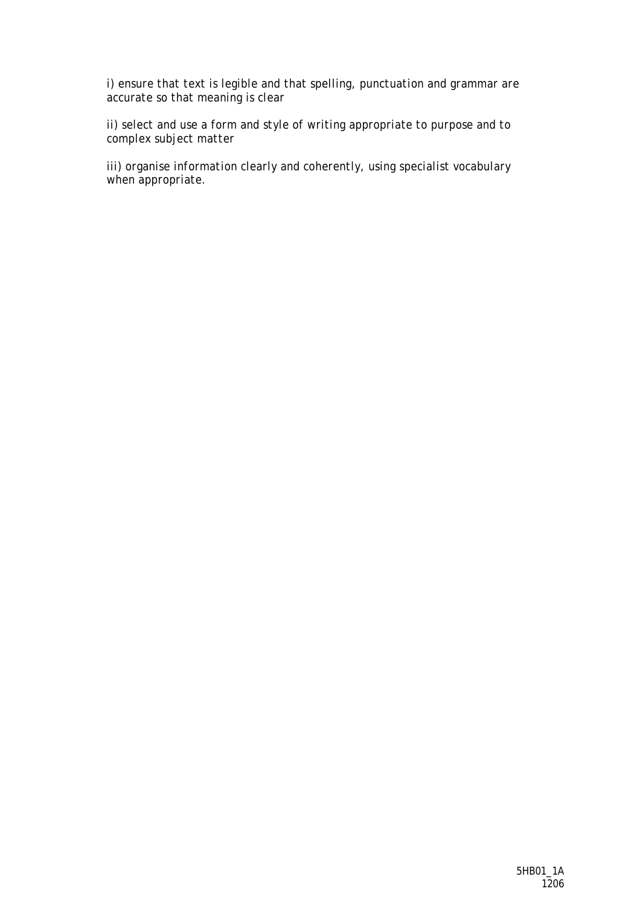i) ensure that text is legible and that spelling, punctuation and grammar are accurate so that meaning is clear

ii) select and use a form and style of writing appropriate to purpose and to complex subject matter

iii) organise information clearly and coherently, using specialist vocabulary when appropriate.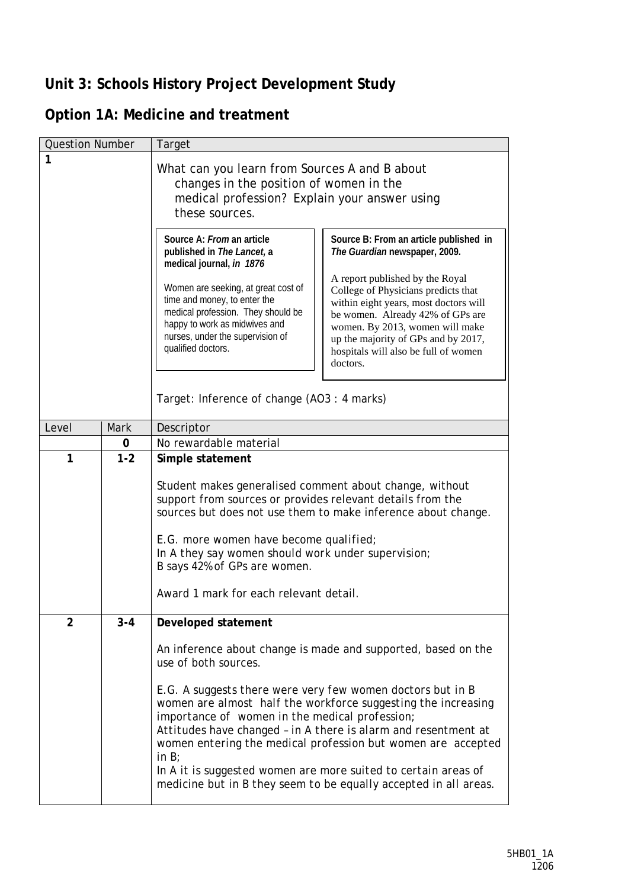## Unit 3: Schools History Project Development Study

## Option 1A: Medicine and treatment

| Question Number | | Target |
|---|---|---|
| **1** | | What can you learn from Sources A and B about changes in the position of women in the medical profession? Explain your answer using these sources.<br><br>**Source A: *From* an article published in *The Lancet,* a medical journal, *in 1876***<br><br>Women are seeking, at great cost of time and money, to enter the medical profession. They should be happy to work as midwives and nurses, under the supervision of qualified doctors.<br><br>**Source B: From an article published in *The Guardian* newspaper, 2009.**<br><br>A report published by the Royal College of Physicians predicts that within eight years, most doctors will be women. Already 42% of GPs are women. By 2013, women will make up the majority of GPs and by 2017, hospitals will also be full of women doctors.<br><br>Target: Inference of change (AO3 : 4 marks) |
| Level | Mark | Descriptor |
| | **0** | No rewardable material |
| **1** | **1-2** | **Simple statement**<br><br>Student makes generalised comment about change, without support from sources or provides relevant details from the sources but does not use them to make inference about change.<br><br>E.G. more women have become qualified;<br>In A they say women should work under supervision;<br>B says 42% of GPs are women.<br><br>Award 1 mark for each relevant detail. |
| **2** | **3-4** | **Developed statement**<br><br>An inference about change is made and supported, based on the use of both sources.<br><br>*E.G. A suggests there were very few women doctors but in B women are almost half the workforce suggesting the increasing importance of women in the medical profession;*<br>*Attitudes have changed – in A there is alarm and resentment at women entering the medical profession but women are accepted in B;*<br>*In A it is suggested women are more suited to certain areas of medicine but in B they seem to be equally accepted in all areas.* |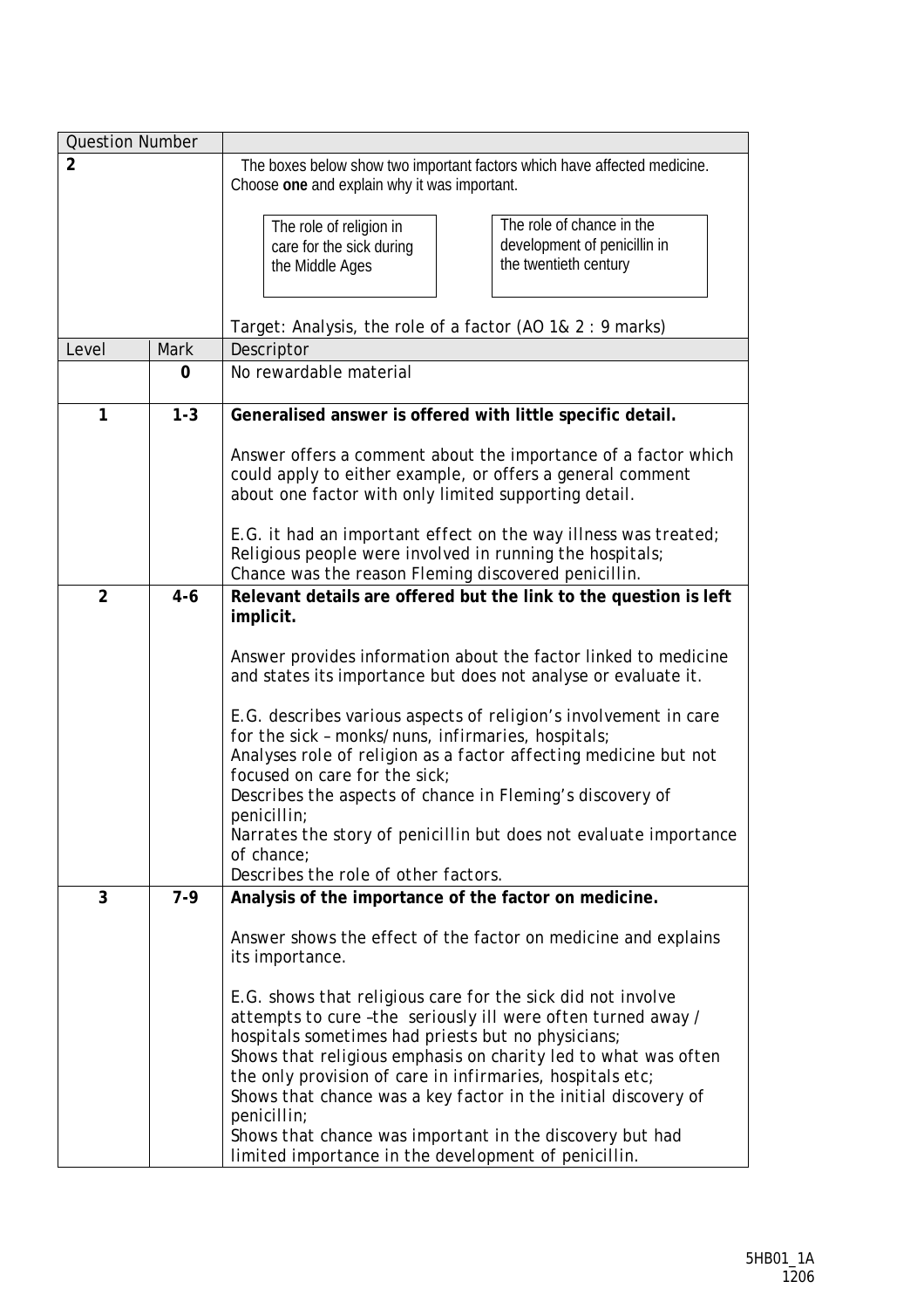| Question Number | | |
|---|---|---|
| **2** | | The boxes below show two important factors which have affected medicine. Choose **one** and explain why it was important.<br><br>The role of religion in care for the sick during the Middle Ages<br><br>The role of chance in the development of penicillin in the twentieth century<br><br>Target: Analysis, the role of a factor (AO 1& 2 : 9 marks) |
| Level | Mark | Descriptor |
| | **0** | No rewardable material |
| **1** | **1-3** | **Generalised answer is offered with little specific detail.**<br><br>Answer offers a comment about the importance of a factor which could apply to either example, or offers a general comment about one factor with only limited supporting detail.<br><br>*E.G. it had an important effect on the way illness was treated;*<br>*Religious people were involved in running the hospitals;*<br>*Chance was the reason Fleming discovered penicillin.* |
| **2** | **4-6** | **Relevant details are offered but the link to the question is left implicit.**<br><br>Answer provides information about the factor linked to medicine and states its importance but does not analyse or evaluate it.<br><br>*E.G. describes various aspects of religion's involvement in care for the sick – monks/nuns, infirmaries, hospitals;*<br>*Analyses role of religion as a factor affecting medicine but not focused on care for the sick;*<br>*Describes the aspects of chance in Fleming's discovery of penicillin;*<br>*Narrates the story of penicillin but does not evaluate importance of chance;*<br>*Describes the role of other factors.* |
| **3** | **7-9** | **Analysis of the importance of the factor on medicine.**<br><br>Answer shows the effect of the factor on medicine and explains its importance.<br><br>*E.G. shows that religious care for the sick did not involve attempts to cure –the seriously ill were often turned away / hospitals sometimes had priests but no physicians;*<br>*Shows that religious emphasis on charity led to what was often the only provision of care in infirmaries, hospitals etc;*<br>*Shows that chance was a key factor in the initial discovery of penicillin;*<br>*Shows that chance was important in the discovery but had limited importance in the development of penicillin.* |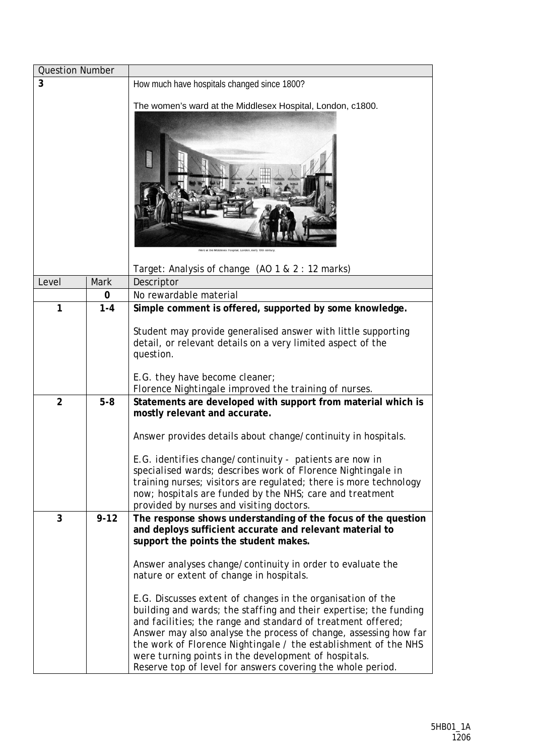| Question Number | | |
|---|---|---|
| **3** | | How much have hospitals changed since 1800?<br><br>The women's ward at the Middlesex Hospital, London, c1800.<br><br>Ward at the Middlesex Hospital, London, early 19th century.<br><br>Target: Analysis of change (AO 1 & 2 : 12 marks) |
| Level | Mark | Descriptor |
| | **0** | No rewardable material |
| **1** | **1-4** | **Simple comment is offered, supported by some knowledge.**<br><br>Student may provide generalised answer with little supporting detail, or relevant details on a very limited aspect of the question.<br><br>*E.G. they have become cleaner;*<br>*Florence Nightingale improved the training of nurses.* |
| **2** | **5-8** | **Statements are developed with support from material which is mostly relevant and accurate.**<br><br>Answer provides details about change/continuity in hospitals.<br><br>*E.G. identifies change/continuity - patients are now in specialised wards; describes work of Florence Nightingale in training nurses; visitors are regulated; there is more technology now; hospitals are funded by the NHS; care and treatment provided by nurses and visiting doctors.* |
| **3** | **9-12** | **The response shows understanding of the focus of the question and deploys sufficient accurate and relevant material to support the points the student makes.**<br><br>Answer analyses change/continuity in order to evaluate the nature or extent of change in hospitals.<br><br>*E.G. Discusses extent of changes in the organisation of the building and wards; the staffing and their expertise; the funding and facilities; the range and standard of treatment offered; Answer may also analyse the process of change, assessing how far the work of Florence Nightingale / the establishment of the NHS were turning points in the development of hospitals.*<br>*Reserve top of level for answers covering the whole period.* |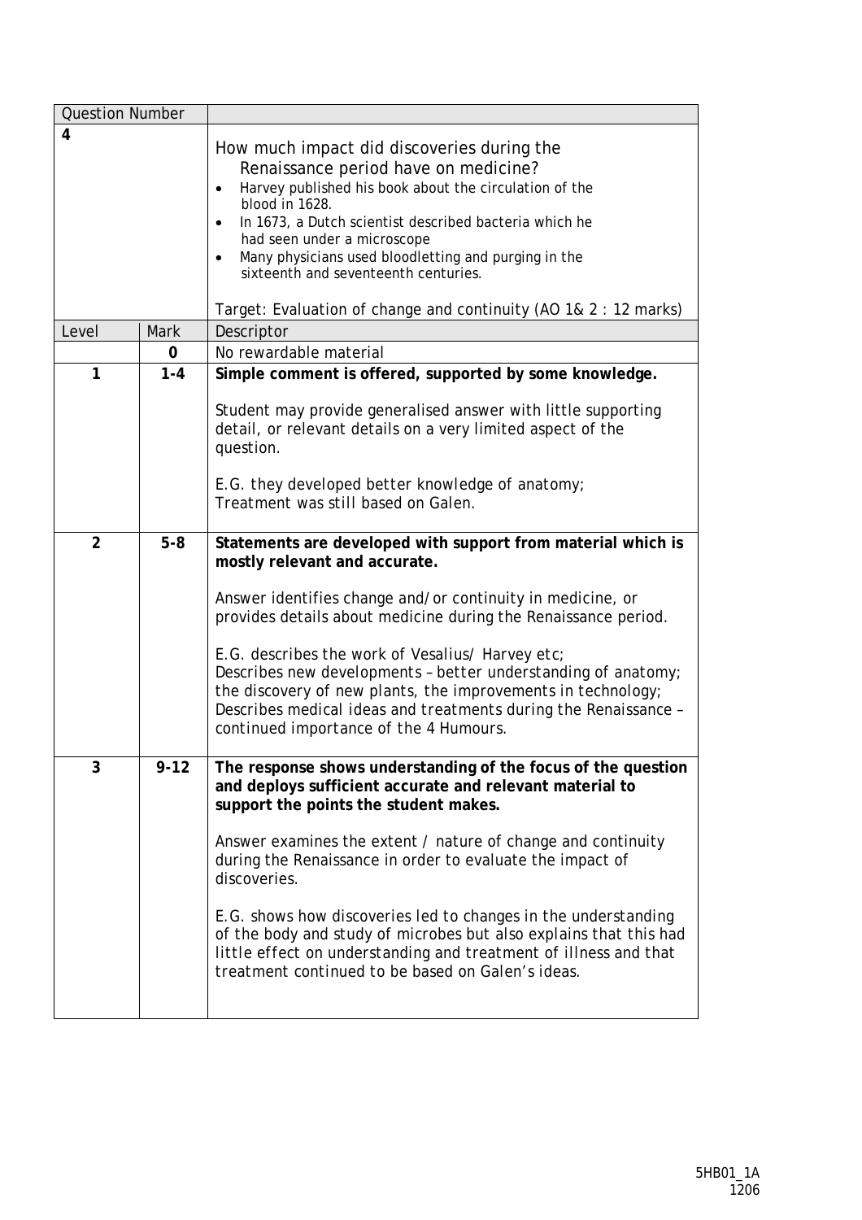| Question Number | | |
|---|---|---|
| 4 | | How much impact did discoveries during the Renaissance period have on medicine?<br>• Harvey published his book about the circulation of the blood in 1628.<br>• In 1673, a Dutch scientist described bacteria which he had seen under a microscope<br>• Many physicians used bloodletting and purging in the sixteenth and seventeenth centuries.<br><br>Target: Evaluation of change and continuity (AO 1& 2 : 12 marks) |
| Level | Mark | Descriptor |
| | 0 | No rewardable material |
| 1 | 1-4 | **Simple comment is offered, supported by some knowledge.**<br><br>Student may provide generalised answer with little supporting detail, or relevant details on a very limited aspect of the question.<br><br>*E.G. they developed better knowledge of anatomy; Treatment was still based on Galen.* |
| 2 | 5-8 | **Statements are developed with support from material which is mostly relevant and accurate.**<br><br>Answer identifies change and/or continuity in medicine, or provides details about medicine during the Renaissance period.<br><br>*E.G. describes the work of Vesalius/ Harvey etc; Describes new developments – better understanding of anatomy; the discovery of new plants, the improvements in technology; Describes medical ideas and treatments during the Renaissance – continued importance of the 4 Humours.* |
| 3 | 9-12 | **The response shows understanding of the focus of the question and deploys sufficient accurate and relevant material to support the points the student makes.**<br><br>Answer examines the extent / nature of change and continuity during the Renaissance in order to evaluate the impact of discoveries.<br><br>*E.G. shows how discoveries led to changes in the understanding of the body and study of microbes but also explains that this had little effect on understanding and treatment of illness and that treatment continued to be based on Galen's ideas.* |

5HB01_1A
1206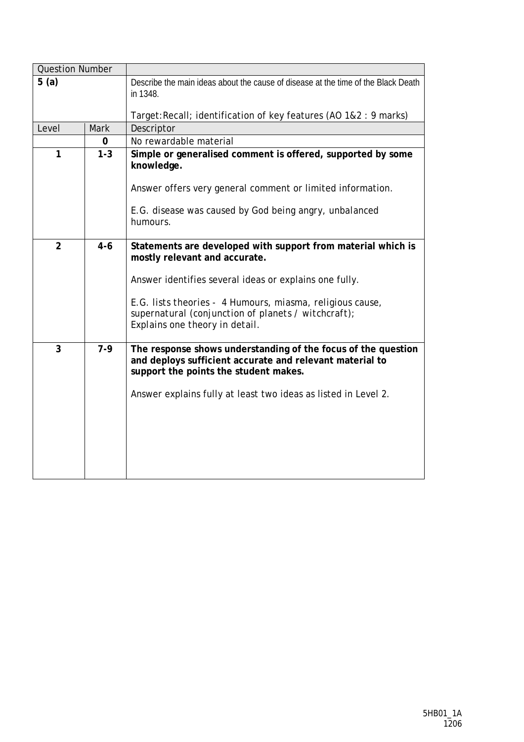| Question Number | | |
|---|---|---|
| **5 (a)** | | Describe the main ideas about the cause of disease at the time of the Black Death in 1348.<br><br>Target: Recall; identification of key features (AO 1&2 : 9 marks) |
| Level | Mark | Descriptor |
| | **0** | No rewardable material |
| **1** | **1-3** | **Simple or generalised comment is offered, supported by some knowledge.**<br><br>Answer offers very general comment or limited information.<br><br>E.G. disease was caused by God being angry, unbalanced humours. |
| **2** | **4-6** | **Statements are developed with support from material which is mostly relevant and accurate.**<br><br>Answer identifies several ideas or explains one fully.<br><br>*E.G. lists theories - 4 Humours, miasma, religious cause, supernatural (conjunction of planets / witchcraft); Explains one theory in detail.* |
| **3** | **7-9** | **The response shows understanding of the focus of the question and deploys sufficient accurate and relevant material to support the points the student makes.**<br><br>Answer explains fully at least two ideas as listed in Level 2. |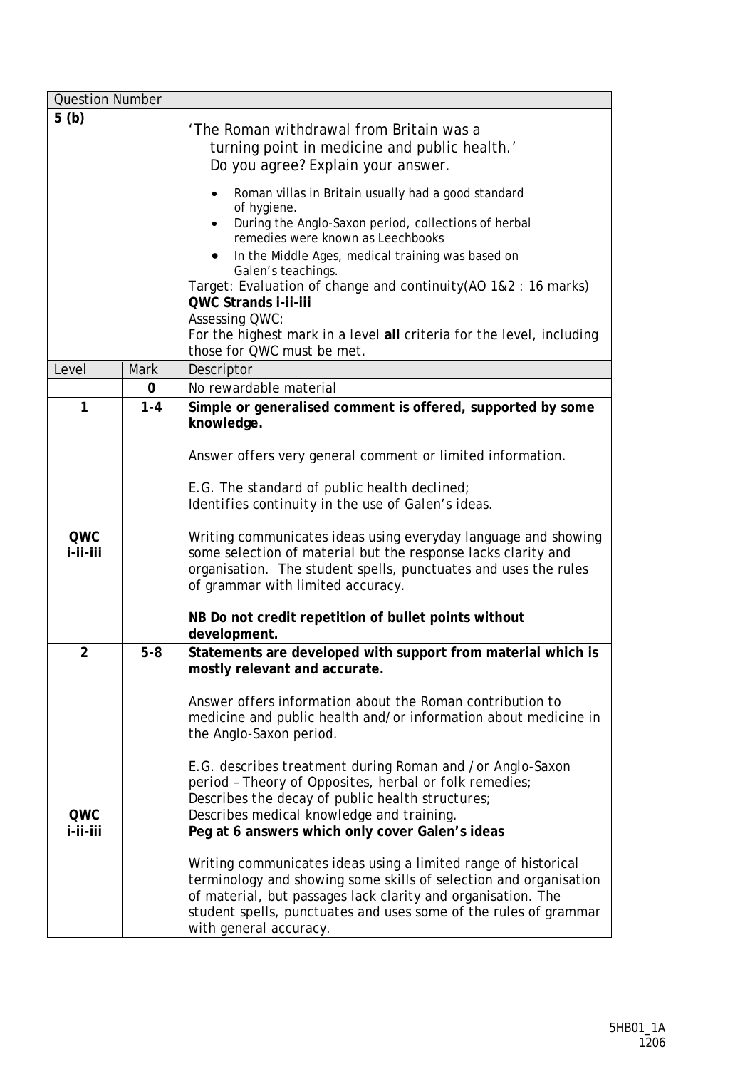| Question Number | | |
|---|---|---|
| **5 (b)** | | 'The Roman withdrawal from Britain was a turning point in medicine and public health.' Do you agree? Explain your answer.<br><br>• Roman villas in Britain usually had a good standard of hygiene.<br>• During the Anglo-Saxon period, collections of herbal remedies were known as Leechbooks<br>• In the Middle Ages, medical training was based on Galen's teachings.<br><br>Target: Evaluation of change and continuity(AO 1&2 : 16 marks)<br>**QWC Strands i-ii-iii**<br>Assessing QWC:<br>For the highest mark in a level **all** criteria for the level, including those for QWC must be met. |
| Level | Mark | Descriptor |
| | **0** | No rewardable material |
| **1**<br><br><br><br><br><br><br>**QWC i-ii-iii** | **1-4** | **Simple or generalised comment is offered, supported by some knowledge.**<br><br>Answer offers very general comment or limited information.<br><br>E.G. The standard of public health declined;<br>Identifies continuity in the use of Galen's ideas.<br><br>Writing communicates ideas using everyday language and showing some selection of material but the response lacks clarity and organisation. The student spells, punctuates and uses the rules of grammar with limited accuracy.<br><br>**NB Do not credit repetition of bullet points without development.** |
| **2**<br><br><br><br><br><br><br><br><br><br>**QWC i-ii-iii** | **5-8** | **Statements are developed with support from material which is mostly relevant and accurate.**<br><br>Answer offers information about the Roman contribution to medicine and public health and/or information about medicine in the Anglo-Saxon period.<br><br>E.G. describes treatment during Roman and / or Anglo-Saxon period – Theory of Opposites, herbal or folk remedies;<br>Describes the decay of public health structures;<br>Describes medical knowledge and training.<br>**Peg at 6 answers which only cover Galen's ideas**<br><br>Writing communicates ideas using a limited range of historical terminology and showing some skills of selection and organisation of material, but passages lack clarity and organisation. The student spells, punctuates and uses some of the rules of grammar with general accuracy. |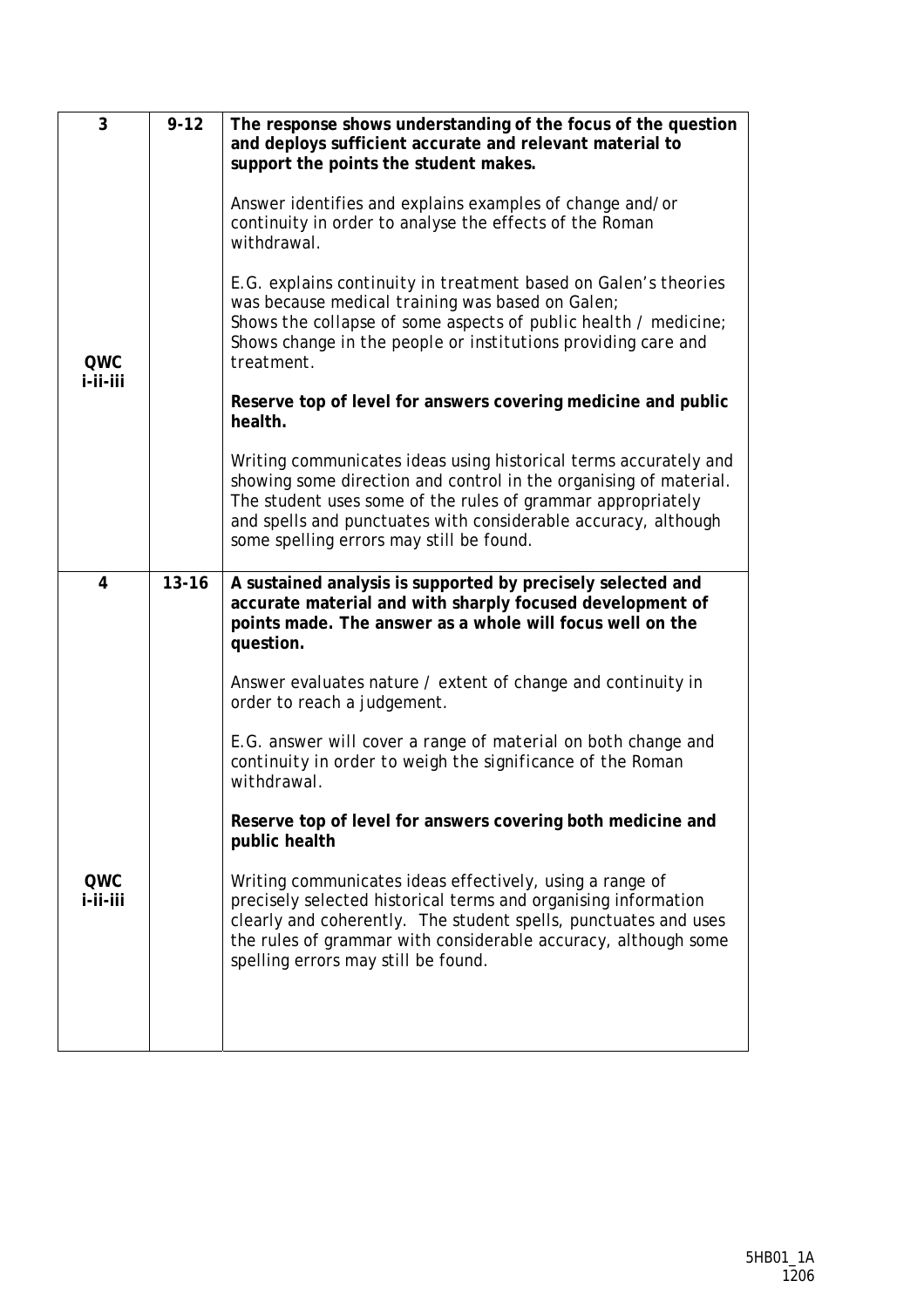| | | |
|---|---|---|
| 3<br><br>QWC<br>i-ii-iii | 9-12 | **The response shows understanding of the focus of the question and deploys sufficient accurate and relevant material to support the points the student makes.**<br><br>Answer identifies and explains examples of change and/or continuity in order to analyse the effects of the Roman withdrawal.<br><br>*E.G. explains continuity in treatment based on Galen's theories was because medical training was based on Galen; Shows the collapse of some aspects of public health / medicine; Shows change in the people or institutions providing care and treatment.*<br><br>**Reserve top of level for answers covering medicine and public health.**<br><br>Writing communicates ideas using historical terms accurately and showing some direction and control in the organising of material. The student uses some of the rules of grammar appropriately and spells and punctuates with considerable accuracy, although some spelling errors may still be found. |
| 4<br><br>QWC<br>i-ii-iii | 13-16 | **A sustained analysis is supported by precisely selected and accurate material and with sharply focused development of points made. The answer as a whole will focus well on the question.**<br><br>Answer evaluates nature / extent of change and continuity in order to reach a judgement.<br><br>*E.G. answer will cover a range of material on both change and continuity in order to weigh the significance of the Roman withdrawal.*<br><br>**Reserve top of level for answers covering both medicine and public health**<br><br>Writing communicates ideas effectively, using a range of precisely selected historical terms and organising information clearly and coherently. The student spells, punctuates and uses the rules of grammar with considerable accuracy, although some spelling errors may still be found. |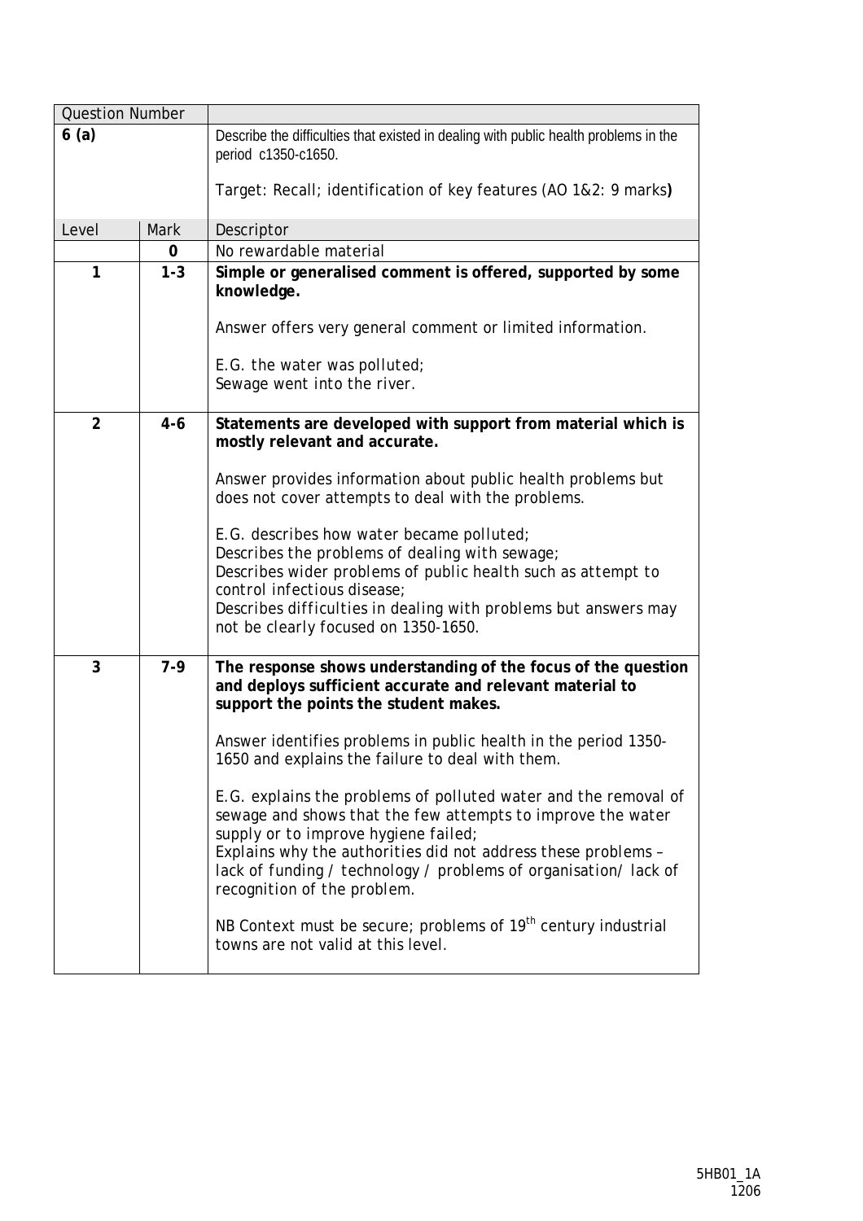| Question Number | | |
|---|---|---|
| **6 (a)** | | Describe the difficulties that existed in dealing with public health problems in the period c1350-c1650.<br><br>Target: Recall; identification of key features (AO 1&2: 9 marks**)** |
| Level | Mark | Descriptor |
| | **0** | No rewardable material |
| **1** | **1-3** | **Simple or generalised comment is offered, supported by some knowledge.**<br><br>Answer offers very general comment or limited information.<br><br>*E.G. the water was polluted;*<br>*Sewage went into the river.* |
| **2** | **4-6** | **Statements are developed with support from material which is mostly relevant and accurate.**<br><br>Answer provides information about public health problems but does not cover attempts to deal with the problems.<br><br>*E.G. describes how water became polluted;*<br>*Describes the problems of dealing with sewage;*<br>*Describes wider problems of public health such as attempt to control infectious disease;*<br>*Describes difficulties in dealing with problems but answers may not be clearly focused on 1350-1650.* |
| **3** | **7-9** | **The response shows understanding of the focus of the question and deploys sufficient accurate and relevant material to support the points the student makes.**<br><br>Answer identifies problems in public health in the period 1350-1650 and explains the failure to deal with them.<br><br>*E.G. explains the problems of polluted water and the removal of sewage and shows that the few attempts to improve the water supply or to improve hygiene failed;*<br>*Explains why the authorities did not address these problems – lack of funding / technology / problems of organisation/ lack of recognition of the problem.*<br><br>NB Context must be secure; problems of 19th century industrial towns are not valid at this level. |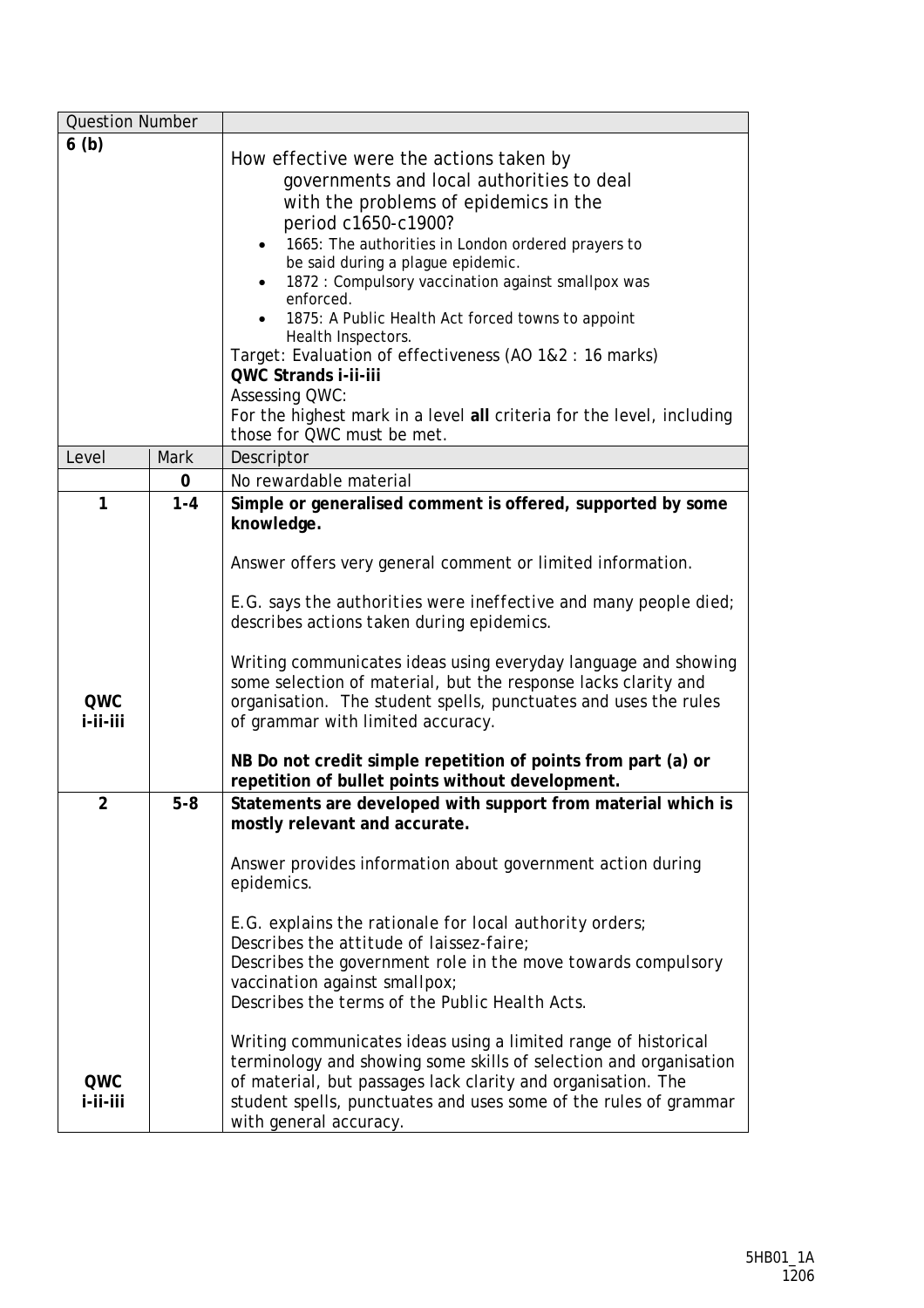| Question Number | | |
|---|---|---|
| 6 (b) | | How effective were the actions taken by governments and local authorities to deal with the problems of epidemics in the period c1650-c1900?<br>• 1665: The authorities in London ordered prayers to be said during a plague epidemic.<br>• 1872 : Compulsory vaccination against smallpox was enforced.<br>• 1875: A Public Health Act forced towns to appoint Health Inspectors.<br>Target: Evaluation of effectiveness (AO 1&2 : 16 marks)<br>**QWC Strands i-ii-iii**<br>Assessing QWC:<br>For the highest mark in a level **all** criteria for the level, including those for QWC must be met. |
| Level | Mark | Descriptor |
| | 0 | No rewardable material |
| 1<br><br><br><br><br><br>**QWC i-ii-iii** | 1-4 | **Simple or generalised comment is offered, supported by some knowledge.**<br><br>Answer offers very general comment or limited information.<br><br>*E.G. says the authorities were ineffective and many people died; describes actions taken during epidemics.*<br><br>Writing communicates ideas using everyday language and showing some selection of material, but the response lacks clarity and organisation. The student spells, punctuates and uses the rules of grammar with limited accuracy.<br><br>**NB Do not credit simple repetition of points from part (a) or repetition of bullet points without development.** |
| 2<br><br><br><br><br><br><br><br>**QWC i-ii-iii** | 5-8 | **Statements are developed with support from material which is mostly relevant and accurate.**<br><br>Answer provides information about government action during epidemics.<br><br>*E.G. explains the rationale for local authority orders;*<br>*Describes the attitude of laissez-faire;*<br>*Describes the government role in the move towards compulsory vaccination against smallpox;*<br>*Describes the terms of the Public Health Acts.*<br><br>Writing communicates ideas using a limited range of historical terminology and showing some skills of selection and organisation of material, but passages lack clarity and organisation. The student spells, punctuates and uses some of the rules of grammar with general accuracy. |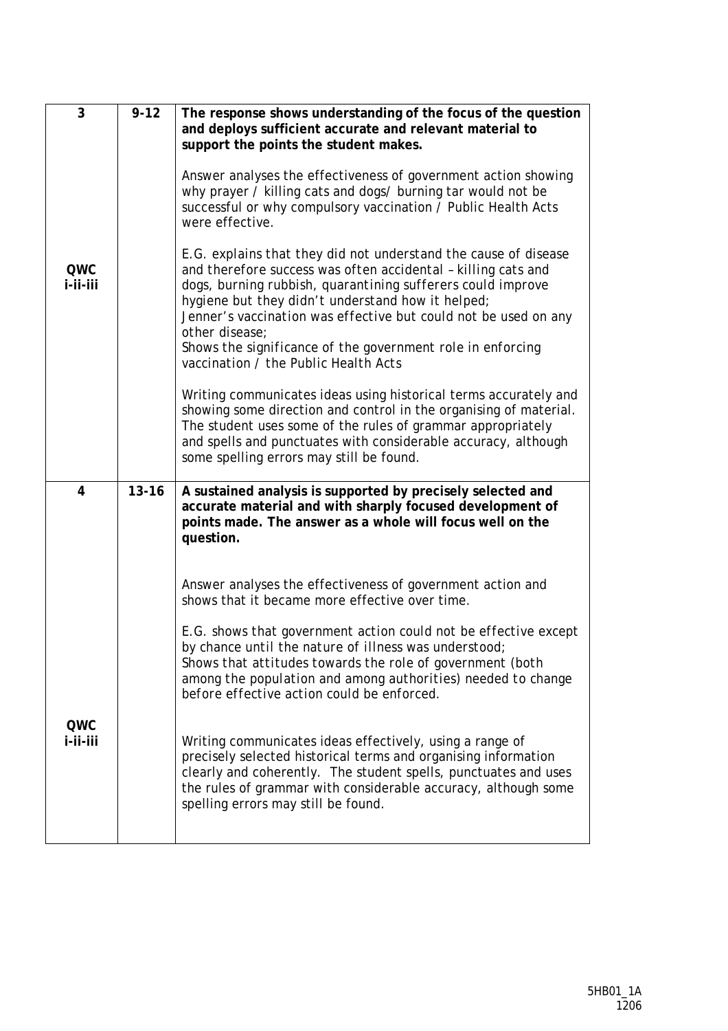| | | |
|---|---|---|
| 3<br><br><br><br><br><br><br>QWC<br>i-ii-iii | 9-12 | **The response shows understanding of the focus of the question and deploys sufficient accurate and relevant material to support the points the student makes.**<br><br>Answer analyses the effectiveness of government action showing why prayer / killing cats and dogs/ burning tar would not be successful or why compulsory vaccination / Public Health Acts were effective.<br><br>*E.G. explains that they did not understand the cause of disease and therefore success was often accidental – killing cats and dogs, burning rubbish, quarantining sufferers could improve hygiene but they didn't understand how it helped;*<br>*Jenner's vaccination was effective but could not be used on any other disease;*<br>*Shows the significance of the government role in enforcing vaccination / the Public Health Acts*<br><br>Writing communicates ideas using historical terms accurately and showing some direction and control in the organising of material. The student uses some of the rules of grammar appropriately and spells and punctuates with considerable accuracy, although some spelling errors may still be found. |
| 4<br><br><br><br><br><br><br><br><br><br>QWC<br>i-ii-iii | 13-16 | **A sustained analysis is supported by precisely selected and accurate material and with sharply focused development of points made. The answer as a whole will focus well on the question.**<br><br>Answer analyses the effectiveness of government action and shows that it became more effective over time.<br><br>*E.G. shows that government action could not be effective except by chance until the nature of illness was understood;*<br>*Shows that attitudes towards the role of government (both among the population and among authorities) needed to change before effective action could be enforced.*<br><br>Writing communicates ideas effectively, using a range of precisely selected historical terms and organising information clearly and coherently. The student spells, punctuates and uses the rules of grammar with considerable accuracy, although some spelling errors may still be found. |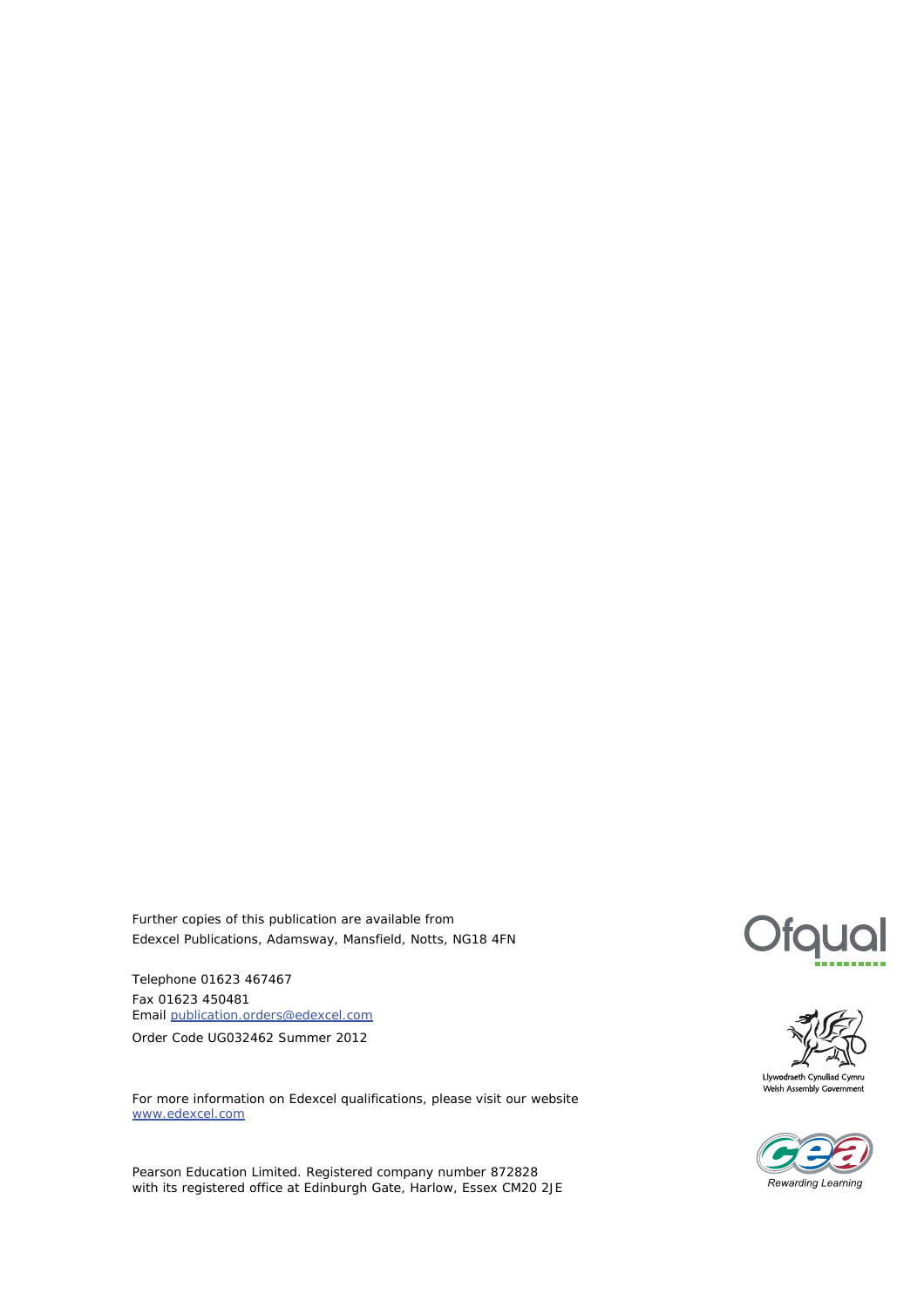Further copies of this publication are available from
Edexcel Publications, Adamsway, Mansfield, Notts, NG18 4FN

Telephone 01623 467467
Fax 01623 450481
Email publication.orders@edexcel.com
Order Code UG032462 Summer 2012

For more information on Edexcel qualifications, please visit our website
www.edexcel.com

Pearson Education Limited. Registered company number 872828
with its registered office at Edinburgh Gate, Harlow, Essex CM20 2JE

Ofqual

Llywodraeth Cynulliad Cymru
Welsh Assembly Government

Rewarding Learning